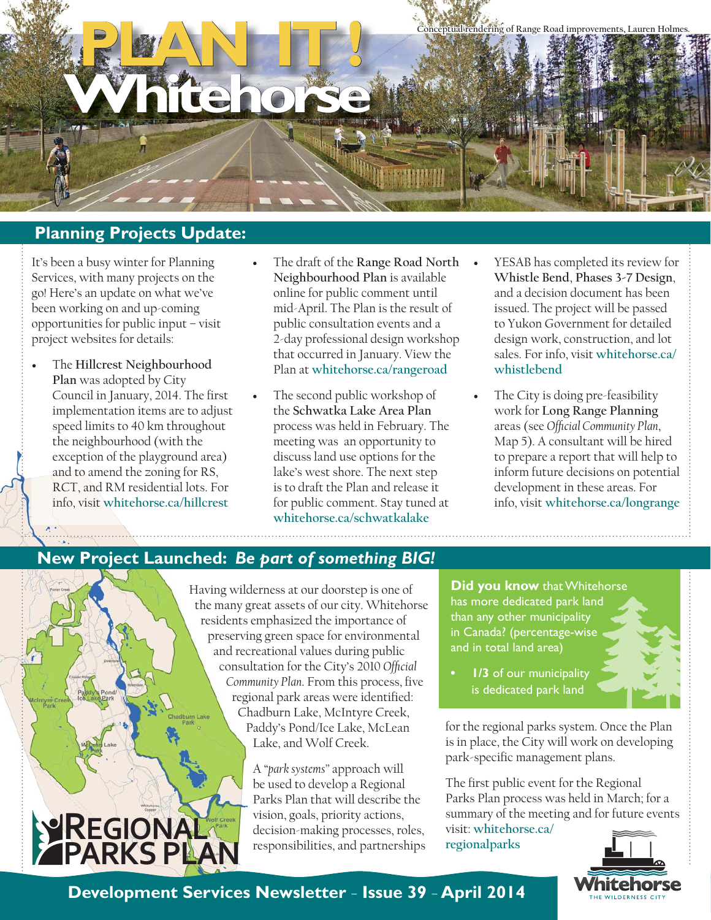# PLAN IT! Whitehorse

Conceptual rendering of Range Road improvements, Lauren Holmes.

## Planning Projects Update:

It's been a busy winter for Planning Services, with many projects on the go! Here's an update on what we've been working on and up-coming opportunities for public input – visit project websites for details:

- The **Hillcrest Neighbourhood Plan** was adopted by City Council in January, 2014. The first implementation items are to adjust speed limits to 40 km throughout the neighbourhood (with the exception of the playground area) and to amend the zoning for RS, RCT, and RM residential lots. For info, visit whitehorse.ca/hillcrest
- The draft of the **Range Road North Neighbourhood Plan** is available online for public comment until mid-April. The Plan is the result of public consultation events and a 2-day professional design workshop that occurred in January. View the Plan at whitehorse.ca/rangeroad
- The second public workshop of the **Schwatka Lake Area Plan** process was held in February. The meeting was an opportunity to discuss land use options for the lake's west shore. The next step is to draft the Plan and release it for public comment. Stay tuned at whitehorse.ca/schwatkalake
- YESAB has completed its review for **Whistle Bend**, **Phases 3-7 Design**, and a decision document has been issued. The project will be passed to Yukon Government for detailed design work, construction, and lot sales. For info, visit whitehorse.ca/whistlebend
- The City is doing pre-feasibility work for **Long Range Planning** areas (see *Official Community Plan*, Map 5). A consultant will be hired to prepare a report that will help to inform future decisions on potential development in these areas. For info, visit whitehorse.ca/longrange

## New Project Launched: *Be part of something BIG!*

Having wilderness at our doorstep is one of the many great assets of our city. Whitehorse residents emphasized the importance of preserving green space for environmental and recreational values during public consultation for the City's 2010 *Official Community Plan*. From this process, five regional park areas were identified: Chadburn Lake, McIntyre Creek, Paddy's Pond/Ice Lake, McLean Lake, and Wolf Creek.

A "*park systems*" approach will be used to develop a Regional Parks Plan that will describe the vision, goals, priority actions, decision-making processes, roles, responsibilities, and partnerships for the regional parks system. Once the Plan is in place, the City will work on developing park-specific management plans.

The first public event for the Regional Parks Plan process was held in March; for a summary of the meeting and for future events visit: whitehorse.ca/regionalparks

**Did you know** that Whitehorse has more dedicated park land than any other municipality in Canada? (percentage-wise and in total land area)

- **1/3** of our municipality is dedicated park land

REGIONAL PARKS PLAN

Development Services Newsletter – Issue 39 – April 2014

Whitehorse – THE WILDERNESS CITY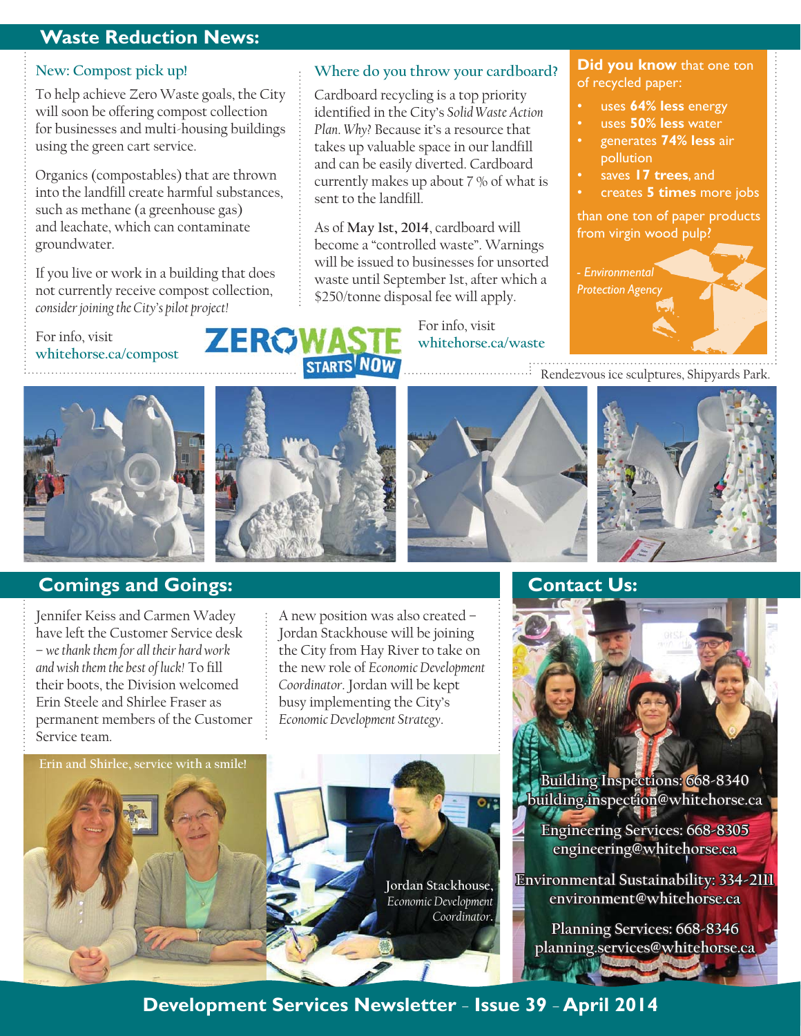## Waste Reduction News:

### New: Compost pick up!

To help achieve Zero Waste goals, the City will soon be offering compost collection for businesses and multi-housing buildings using the green cart service.

Organics (compostables) that are thrown into the landfill create harmful substances, such as methane (a greenhouse gas) and leachate, which can contaminate groundwater.

If you live or work in a building that does not currently receive compost collection, *consider joining the City's pilot project!*

For info, visit whitehorse.ca/compost

### Where do you throw your cardboard?

Cardboard recycling is a top priority identified in the City's *Solid Waste Action Plan*. *Why*? Because it's a resource that takes up valuable space in our landfill and can be easily diverted. Cardboard currently makes up about 7 % of what is sent to the landfill.

As of **May 1st, 2014**, cardboard will become a "controlled waste". Warnings will be issued to businesses for unsorted waste until September 1st, after which a $250/tonne disposal fee will apply.

ZEROWASTE STARTS NOW

For info, visit whitehorse.ca/waste

**Did you know** that one ton of recycled paper:

- uses **64% less** energy
- uses **50% less** water
- generates **74% less** air pollution
- saves **17 trees**, and
- creates **5 times** more jobs

than one ton of paper products from virgin wood pulp?

*- Environmental Protection Agency*

Rendezvous ice sculptures, Shipyards Park.

## Comings and Goings:

Jennifer Keiss and Carmen Wadey have left the Customer Service desk – *we thank them for all their hard work and wish them the best of luck!* To fill their boots, the Division welcomed Erin Steele and Shirlee Fraser as permanent members of the Customer Service team.

A new position was also created – Jordan Stackhouse will be joining the City from Hay River to take on the new role of *Economic Development Coordinator*. Jordan will be kept busy implementing the City's *Economic Development Strategy*.

Erin and Shirlee, service with a smile!

Jordan Stackhouse, *Economic Development Coordinator*.

## Contact Us:

Building Inspections: 668-8340
building.inspection@whitehorse.ca

Engineering Services: 668-8305
engineering@whitehorse.ca

Environmental Sustainability: 334-2111
environment@whitehorse.ca

Planning Services: 668-8346
planning.services@whitehorse.ca